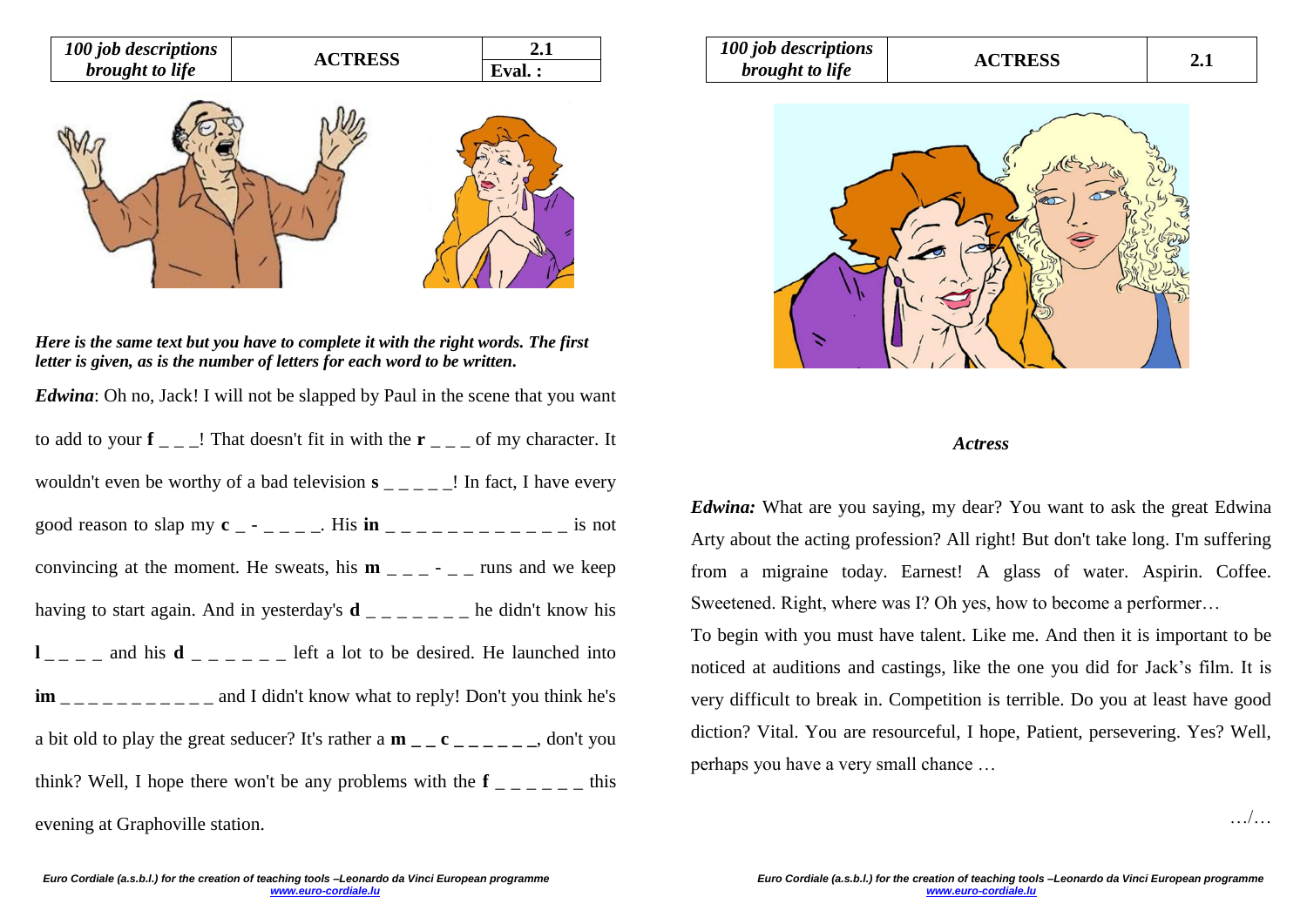| 100 job descriptions brought to life | ACTRESS | 2.1 |
|---|---|---|
| | | Eval. : |

***Here is the same text but you have to complete it with the right words. The first letter is given, as is the number of letters for each word to be written.***

***Edwina***: Oh no, Jack! I will not be slapped by Paul in the scene that you want to add to your **f** _ _ _! That doesn't fit in with the **r** _ _ _ of my character. It wouldn't even be worthy of a bad television **s** _ _ _ _ _! In fact, I have every good reason to slap my **c** _ - _ _ _ _. His **in** _ _ _ _ _ _ _ _ _ _ _ _ is not convincing at the moment. He sweats, his **m** _ _ _ - _ _ runs and we keep having to start again. And in yesterday's **d** _ _ _ _ _ _ _ he didn't know his **l** _ _ _ _ and his **d** _ _ _ _ _ _ left a lot to be desired. He launched into **im** _ _ _ _ _ _ _ _ _ _ _ and I didn't know what to reply! Don't you think he's a bit old to play the great seducer? It's rather a **m _ _ c _ _ _ _ _ _**, don't you think? Well, I hope there won't be any problems with the **f** _ _ _ _ _ _ this evening at Graphoville station.

| 100 job descriptions brought to life | ACTRESS | 2.1 |
|---|---|---|

*Actress*

***Edwina:*** What are you saying, my dear? You want to ask the great Edwina Arty about the acting profession? All right! But don't take long. I'm suffering from a migraine today. Earnest! A glass of water. Aspirin. Coffee. Sweetened. Right, where was I? Oh yes, how to become a performer…

To begin with you must have talent. Like me. And then it is important to be noticed at auditions and castings, like the one you did for Jack's film. It is very difficult to break in. Competition is terrible. Do you at least have good diction? Vital. You are resourceful, I hope, Patient, persevering. Yes? Well, perhaps you have a very small chance …

…/…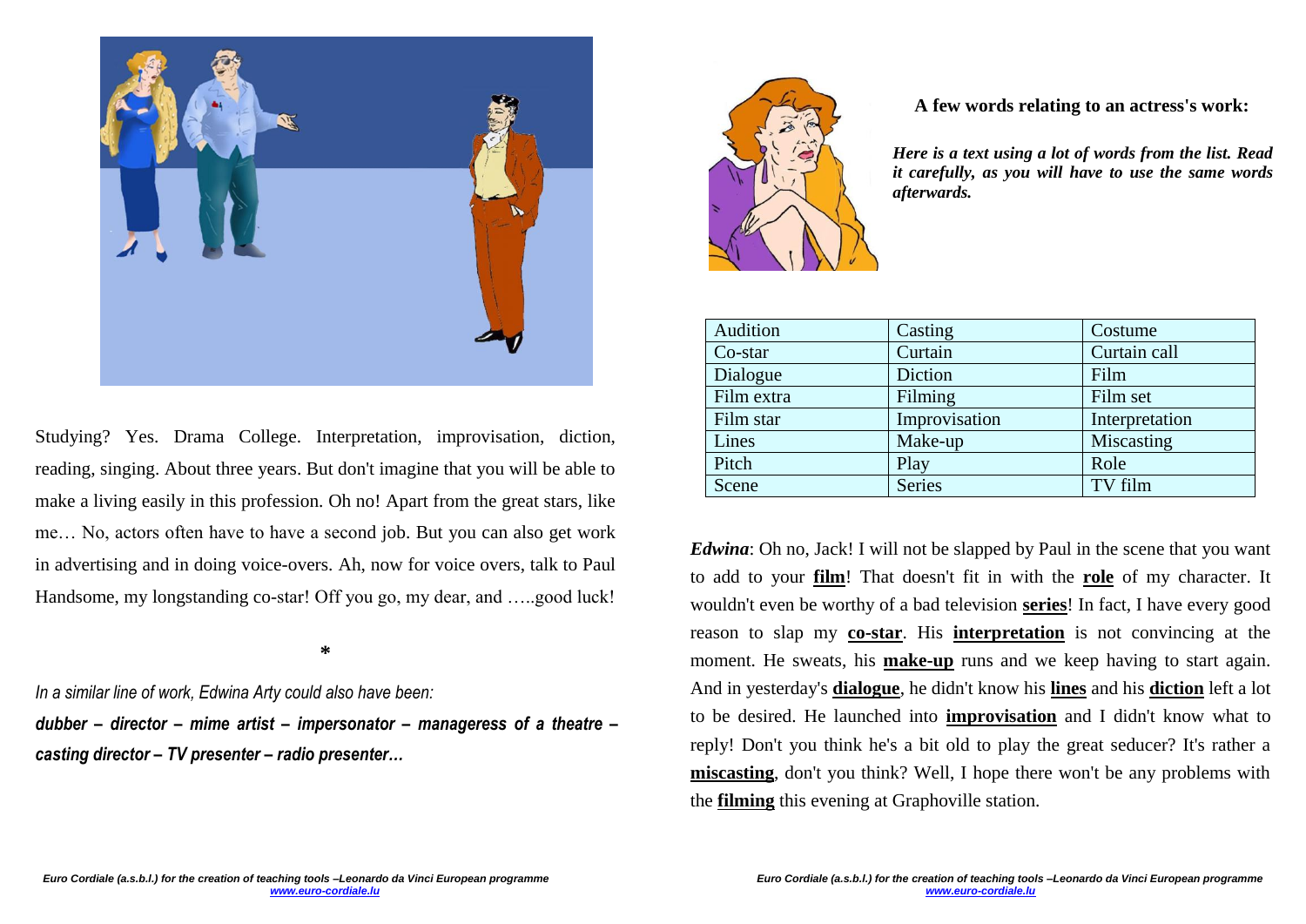Studying? Yes. Drama College. Interpretation, improvisation, diction, reading, singing. About three years. But don't imagine that you will be able to make a living easily in this profession. Oh no! Apart from the great stars, like me… No, actors often have to have a second job. But you can also get work in advertising and in doing voice-overs. Ah, now for voice overs, talk to Paul Handsome, my longstanding co-star! Off you go, my dear, and …..good luck!

*

*In a similar line of work, Edwina Arty could also have been:*

***dubber – director – mime artist – impersonator – manageress of a theatre – casting director – TV presenter – radio presenter…***

**A few words relating to an actress's work:**

***Here is a text using a lot of words from the list. Read it carefully, as you will have to use the same words afterwards.***

| | | |
|---|---|---|
| Audition | Casting | Costume |
| Co-star | Curtain | Curtain call |
| Dialogue | Diction | Film |
| Film extra | Filming | Film set |
| Film star | Improvisation | Interpretation |
| Lines | Make-up | Miscasting |
| Pitch | Play | Role |
| Scene | Series | TV film |

***Edwina***: Oh no, Jack! I will not be slapped by Paul in the scene that you want to add to your **film**! That doesn't fit in with the **role** of my character. It wouldn't even be worthy of a bad television **series**! In fact, I have every good reason to slap my **co-star**. His **interpretation** is not convincing at the moment. He sweats, his **make-up** runs and we keep having to start again. And in yesterday's **dialogue**, he didn't know his **lines** and his **diction** left a lot to be desired. He launched into **improvisation** and I didn't know what to reply! Don't you think he's a bit old to play the great seducer? It's rather a **miscasting**, don't you think? Well, I hope there won't be any problems with the **filming** this evening at Graphoville station.